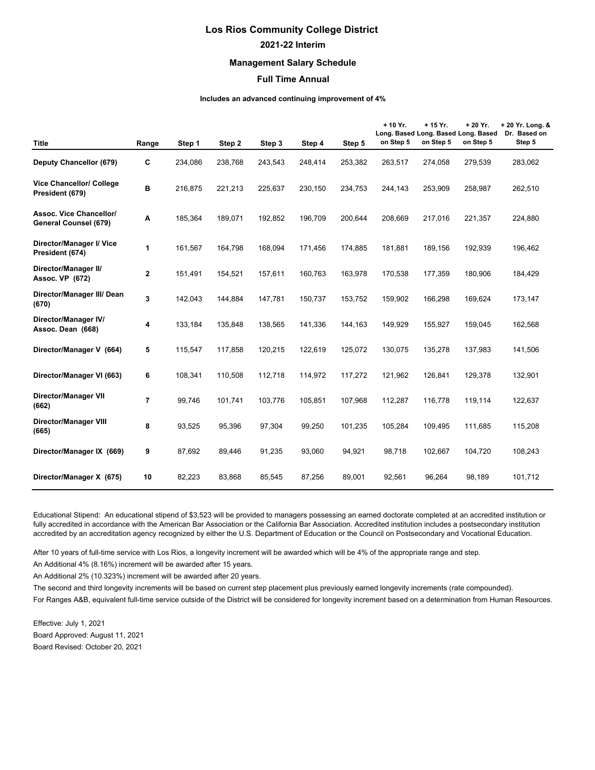# Los Rios Community College District

## 2021-22 Interim

### Management Salary Schedule

### Full Time Annual

**Includes an advanced continuing improvement of 4%**

| Title | Range | Step 1 | Step 2 | Step 3 | Step 4 | Step 5 | + 10 Yr. Long. Based on Step 5 | + 15 Yr. Long. Based on Step 5 | + 20 Yr. Long. Based on Step 5 | + 20 Yr. Long. & Dr. Based on Step 5 |
|---|---|---|---|---|---|---|---|---|---|---|
| **Deputy Chancellor (679)** | **C** | 234,086 | 238,768 | 243,543 | 248,414 | 253,382 | 263,517 | 274,058 | 279,539 | 283,062 |
| **Vice Chancellor/ College President (679)** | **B** | 216,875 | 221,213 | 225,637 | 230,150 | 234,753 | 244,143 | 253,909 | 258,987 | 262,510 |
| **Assoc. Vice Chancellor/ General Counsel (679)** | **A** | 185,364 | 189,071 | 192,852 | 196,709 | 200,644 | 208,669 | 217,016 | 221,357 | 224,880 |
| **Director/Manager I/ Vice President (674)** | **1** | 161,567 | 164,798 | 168,094 | 171,456 | 174,885 | 181,881 | 189,156 | 192,939 | 196,462 |
| **Director/Manager II/ Assoc. VP (672)** | **2** | 151,491 | 154,521 | 157,611 | 160,763 | 163,978 | 170,538 | 177,359 | 180,906 | 184,429 |
| **Director/Manager III/ Dean (670)** | **3** | 142,043 | 144,884 | 147,781 | 150,737 | 153,752 | 159,902 | 166,298 | 169,624 | 173,147 |
| **Director/Manager IV/ Assoc. Dean (668)** | **4** | 133,184 | 135,848 | 138,565 | 141,336 | 144,163 | 149,929 | 155,927 | 159,045 | 162,568 |
| **Director/Manager V (664)** | **5** | 115,547 | 117,858 | 120,215 | 122,619 | 125,072 | 130,075 | 135,278 | 137,983 | 141,506 |
| **Director/Manager VI (663)** | **6** | 108,341 | 110,508 | 112,718 | 114,972 | 117,272 | 121,962 | 126,841 | 129,378 | 132,901 |
| **Director/Manager VII (662)** | **7** | 99,746 | 101,741 | 103,776 | 105,851 | 107,968 | 112,287 | 116,778 | 119,114 | 122,637 |
| **Director/Manager VIII (665)** | **8** | 93,525 | 95,396 | 97,304 | 99,250 | 101,235 | 105,284 | 109,495 | 111,685 | 115,208 |
| **Director/Manager IX (669)** | **9** | 87,692 | 89,446 | 91,235 | 93,060 | 94,921 | 98,718 | 102,667 | 104,720 | 108,243 |
| **Director/Manager X (675)** | **10** | 82,223 | 83,868 | 85,545 | 87,256 | 89,001 | 92,561 | 96,264 | 98,189 | 101,712 |

Educational Stipend: An educational stipend of $3,523 will be provided to managers possessing an earned doctorate completed at an accredited institution or fully accredited in accordance with the American Bar Association or the California Bar Association. Accredited institution includes a postsecondary institution accredited by an accreditation agency recognized by either the U.S. Department of Education or the Council on Postsecondary and Vocational Education.

After 10 years of full-time service with Los Rios, a longevity increment will be awarded which will be 4% of the appropriate range and step.

An Additional 4% (8.16%) increment will be awarded after 15 years.

An Additional 2% (10.323%) increment will be awarded after 20 years.

The second and third longevity increments will be based on current step placement plus previously earned longevity increments (rate compounded).

For Ranges A&B, equivalent full-time service outside of the District will be considered for longevity increment based on a determination from Human Resources.

Effective: July 1, 2021

Board Approved: August 11, 2021

Board Revised: October 20, 2021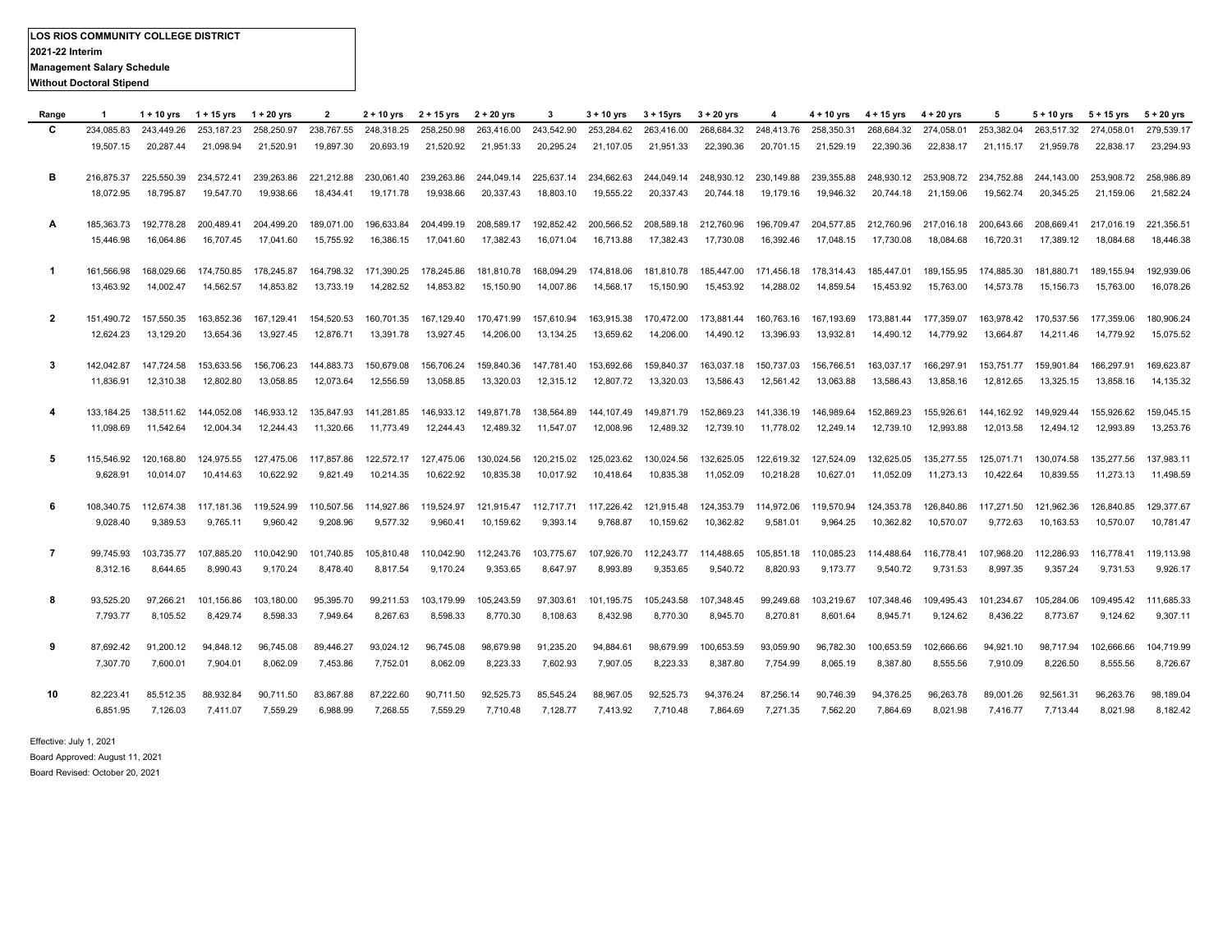**LOS RIOS COMMUNITY COLLEGE DISTRICT**
**2021-22 Interim**
**Management Salary Schedule**
**Without Doctoral Stipend**

| Range | 1 | 1 + 10 yrs | 1 + 15 yrs | 1 + 20 yrs | 2 | 2 + 10 yrs | 2 + 15 yrs | 2 + 20 yrs | 3 | 3 + 10 yrs | 3 + 15yrs | 3 + 20 yrs | 4 | 4 + 10 yrs | 4 + 15 yrs | 4 + 20 yrs | 5 | 5 + 10 yrs | 5 + 15 yrs | 5 + 20 yrs |
|---|---|---|---|---|---|---|---|---|---|---|---|---|---|---|---|---|---|---|---|---|
| C | 234,085.83 | 243,449.26 | 253,187.23 | 258,250.97 | 238,767.55 | 248,318.25 | 258,250.98 | 263,416.00 | 243,542.90 | 253,284.62 | 263,416.00 | 268,684.32 | 248,413.76 | 258,350.31 | 268,684.32 | 274,058.01 | 253,382.04 | 263,517.32 | 274,058.01 | 279,539.17 |
| | 19,507.15 | 20,287.44 | 21,098.94 | 21,520.91 | 19,897.30 | 20,693.19 | 21,520.92 | 21,951.33 | 20,295.24 | 21,107.05 | 21,951.33 | 22,390.36 | 20,701.15 | 21,529.19 | 22,390.36 | 22,838.17 | 21,115.17 | 21,959.78 | 22,838.17 | 23,294.93 |
| B | 216,875.37 | 225,550.39 | 234,572.41 | 239,263.86 | 221,212.88 | 230,061.40 | 239,263.86 | 244,049.14 | 225,637.14 | 234,662.63 | 244,049.14 | 248,930.12 | 230,149.88 | 239,355.88 | 248,930.12 | 253,908.72 | 234,752.88 | 244,143.00 | 253,908.72 | 258,986.89 |
| | 18,072.95 | 18,795.87 | 19,547.70 | 19,938.66 | 18,434.41 | 19,171.78 | 19,938.66 | 20,337.43 | 18,803.10 | 19,555.22 | 20,337.43 | 20,744.18 | 19,179.16 | 19,946.32 | 20,744.18 | 21,159.06 | 19,562.74 | 20,345.25 | 21,159.06 | 21,582.24 |
| A | 185,363.73 | 192,778.28 | 200,489.41 | 204,499.20 | 189,071.00 | 196,633.84 | 204,499.19 | 208,589.17 | 192,852.42 | 200,566.52 | 208,589.18 | 212,760.96 | 196,709.47 | 204,577.85 | 212,760.96 | 217,016.18 | 200,643.66 | 208,669.41 | 217,016.19 | 221,356.51 |
| | 15,446.98 | 16,064.86 | 16,707.45 | 17,041.60 | 15,755.92 | 16,386.15 | 17,041.60 | 17,382.43 | 16,071.04 | 16,713.88 | 17,382.43 | 17,730.08 | 16,392.46 | 17,048.15 | 17,730.08 | 18,084.68 | 16,720.31 | 17,389.12 | 18,084.68 | 18,446.38 |
| 1 | 161,566.98 | 168,029.66 | 174,750.85 | 178,245.87 | 164,798.32 | 171,390.25 | 178,245.86 | 181,810.78 | 168,094.29 | 174,818.06 | 181,810.78 | 185,447.00 | 171,456.18 | 178,314.43 | 185,447.01 | 189,155.95 | 174,885.30 | 181,880.71 | 189,155.94 | 192,939.06 |
| | 13,463.92 | 14,002.47 | 14,562.57 | 14,853.82 | 13,733.19 | 14,282.52 | 14,853.82 | 15,150.90 | 14,007.86 | 14,568.17 | 15,150.90 | 15,453.92 | 14,288.02 | 14,859.54 | 15,453.92 | 15,763.00 | 14,573.78 | 15,156.73 | 15,763.00 | 16,078.26 |
| 2 | 151,490.72 | 157,550.35 | 163,852.36 | 167,129.41 | 154,520.53 | 160,701.35 | 167,129.40 | 170,471.99 | 157,610.94 | 163,915.38 | 170,472.00 | 173,881.44 | 160,763.16 | 167,193.69 | 173,881.44 | 177,359.07 | 163,978.42 | 170,537.56 | 177,359.06 | 180,906.24 |
| | 12,624.23 | 13,129.20 | 13,654.36 | 13,927.45 | 12,876.71 | 13,391.78 | 13,927.45 | 14,206.00 | 13,134.25 | 13,659.62 | 14,206.00 | 14,490.12 | 13,396.93 | 13,932.81 | 14,490.12 | 14,779.92 | 13,664.87 | 14,211.46 | 14,779.92 | 15,075.52 |
| 3 | 142,042.87 | 147,724.58 | 153,633.56 | 156,706.23 | 144,883.73 | 150,679.08 | 156,706.24 | 159,840.36 | 147,781.40 | 153,692.66 | 159,840.37 | 163,037.18 | 150,737.03 | 156,766.51 | 163,037.17 | 166,297.91 | 153,751.77 | 159,901.84 | 166,297.91 | 169,623.87 |
| | 11,836.91 | 12,310.38 | 12,802.80 | 13,058.85 | 12,073.64 | 12,556.59 | 13,058.85 | 13,320.03 | 12,315.12 | 12,807.72 | 13,320.03 | 13,586.43 | 12,561.42 | 13,063.88 | 13,586.43 | 13,858.16 | 12,812.65 | 13,325.15 | 13,858.16 | 14,135.32 |
| 4 | 133,184.25 | 138,511.62 | 144,052.08 | 146,933.12 | 135,847.93 | 141,281.85 | 146,933.12 | 149,871.78 | 138,564.89 | 144,107.49 | 149,871.79 | 152,869.23 | 141,336.19 | 146,989.64 | 152,869.23 | 155,926.61 | 144,162.92 | 149,929.44 | 155,926.62 | 159,045.15 |
| | 11,098.69 | 11,542.64 | 12,004.34 | 12,244.43 | 11,320.66 | 11,773.49 | 12,244.43 | 12,489.32 | 11,547.07 | 12,008.96 | 12,489.32 | 12,739.10 | 11,778.02 | 12,249.14 | 12,739.10 | 12,993.88 | 12,013.58 | 12,494.12 | 12,993.89 | 13,253.76 |
| 5 | 115,546.92 | 120,168.80 | 124,975.55 | 127,475.06 | 117,857.86 | 122,572.17 | 127,475.06 | 130,024.56 | 120,215.02 | 125,023.62 | 130,024.56 | 132,625.05 | 122,619.32 | 127,524.09 | 132,625.05 | 135,277.55 | 125,071.71 | 130,074.58 | 135,277.56 | 137,983.11 |
| | 9,628.91 | 10,014.07 | 10,414.63 | 10,622.92 | 9,821.49 | 10,214.35 | 10,622.92 | 10,835.38 | 10,017.92 | 10,418.64 | 10,835.38 | 11,052.09 | 10,218.28 | 10,627.01 | 11,052.09 | 11,273.13 | 10,422.64 | 10,839.55 | 11,273.13 | 11,498.59 |
| 6 | 108,340.75 | 112,674.38 | 117,181.36 | 119,524.99 | 110,507.56 | 114,927.86 | 119,524.97 | 121,915.47 | 112,717.71 | 117,226.42 | 121,915.48 | 124,353.79 | 114,972.06 | 119,570.94 | 124,353.78 | 126,840.86 | 117,271.50 | 121,962.36 | 126,840.85 | 129,377.67 |
| | 9,028.40 | 9,389.53 | 9,765.11 | 9,960.42 | 9,208.96 | 9,577.32 | 9,960.41 | 10,159.62 | 9,393.14 | 9,768.87 | 10,159.62 | 10,362.82 | 9,581.01 | 9,964.25 | 10,362.82 | 10,570.07 | 9,772.63 | 10,163.53 | 10,570.07 | 10,781.47 |
| 7 | 99,745.93 | 103,735.77 | 107,885.20 | 110,042.90 | 101,740.85 | 105,810.48 | 110,042.90 | 112,243.76 | 103,775.67 | 107,926.70 | 112,243.77 | 114,488.65 | 105,851.18 | 110,085.23 | 114,488.64 | 116,778.41 | 107,968.20 | 112,286.93 | 116,778.41 | 119,113.98 |
| | 8,312.16 | 8,644.65 | 8,990.43 | 9,170.24 | 8,478.40 | 8,817.54 | 9,170.24 | 9,353.65 | 8,647.97 | 8,993.89 | 9,353.65 | 9,540.72 | 8,820.93 | 9,173.77 | 9,540.72 | 9,731.53 | 8,997.35 | 9,357.24 | 9,731.53 | 9,926.17 |
| 8 | 93,525.20 | 97,266.21 | 101,156.86 | 103,180.00 | 95,395.70 | 99,211.53 | 103,179.99 | 105,243.59 | 97,303.61 | 101,195.75 | 105,243.58 | 107,348.45 | 99,249.68 | 103,219.67 | 107,348.46 | 109,495.43 | 101,234.67 | 105,284.06 | 109,495.42 | 111,685.33 |
| | 7,793.77 | 8,105.52 | 8,429.74 | 8,598.33 | 7,949.64 | 8,267.63 | 8,598.33 | 8,770.30 | 8,108.63 | 8,432.98 | 8,770.30 | 8,945.70 | 8,270.81 | 8,601.64 | 8,945.71 | 9,124.62 | 8,436.22 | 8,773.67 | 9,124.62 | 9,307.11 |
| 9 | 87,692.42 | 91,200.12 | 94,848.12 | 96,745.08 | 89,446.27 | 93,024.12 | 96,745.08 | 98,679.98 | 91,235.20 | 94,884.61 | 98,679.99 | 100,653.59 | 93,059.90 | 96,782.30 | 100,653.59 | 102,666.66 | 94,921.10 | 98,717.94 | 102,666.66 | 104,719.99 |
| | 7,307.70 | 7,600.01 | 7,904.01 | 8,062.09 | 7,453.86 | 7,752.01 | 8,062.09 | 8,223.33 | 7,602.93 | 7,907.05 | 8,223.33 | 8,387.80 | 7,754.99 | 8,065.19 | 8,387.80 | 8,555.56 | 7,910.09 | 8,226.50 | 8,555.56 | 8,726.67 |
| 10 | 82,223.41 | 85,512.35 | 88,932.84 | 90,711.50 | 83,867.88 | 87,222.60 | 90,711.50 | 92,525.73 | 85,545.24 | 88,967.05 | 92,525.73 | 94,376.24 | 87,256.14 | 90,746.39 | 94,376.25 | 96,263.78 | 89,001.26 | 92,561.31 | 96,263.76 | 98,189.04 |
| | 6,851.95 | 7,126.03 | 7,411.07 | 7,559.29 | 6,988.99 | 7,268.55 | 7,559.29 | 7,710.48 | 7,128.77 | 7,413.92 | 7,710.48 | 7,864.69 | 7,271.35 | 7,562.20 | 7,864.69 | 8,021.98 | 7,416.77 | 7,713.44 | 8,021.98 | 8,182.42 |

Effective: July 1, 2021

Board Approved: August 11, 2021

Board Revised: October 20, 2021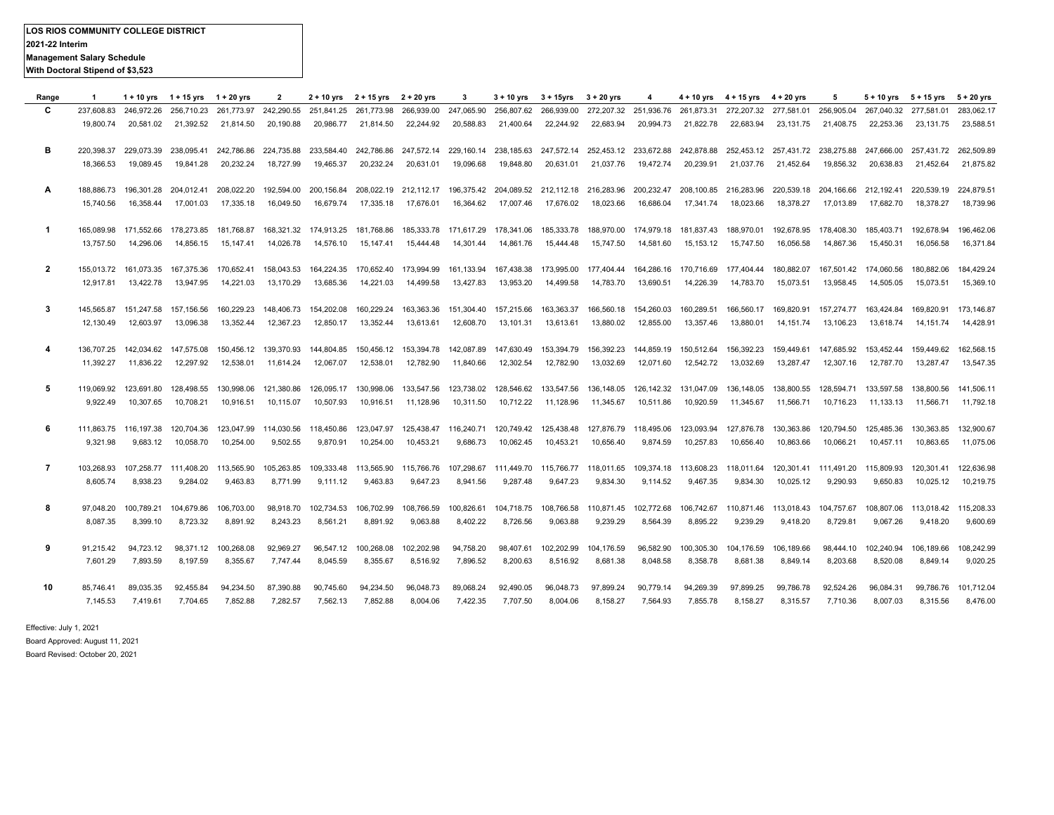**LOS RIOS COMMUNITY COLLEGE DISTRICT**
**2021-22 Interim**
**Management Salary Schedule**
**With Doctoral Stipend of $3,523**

| Range | 1 | 1 + 10 yrs | 1 + 15 yrs | 1 + 20 yrs | 2 | 2 + 10 yrs | 2 + 15 yrs | 2 + 20 yrs | 3 | 3 + 10 yrs | 3 + 15yrs | 3 + 20 yrs | 4 | 4 + 10 yrs | 4 + 15 yrs | 4 + 20 yrs | 5 | 5 + 10 yrs | 5 + 15 yrs | 5 + 20 yrs |
|---|---|---|---|---|---|---|---|---|---|---|---|---|---|---|---|---|---|---|---|---|
| C | 237,608.83 | 246,972.26 | 256,710.23 | 261,773.97 | 242,290.55 | 251,841.25 | 261,773.98 | 266,939.00 | 247,065.90 | 256,807.62 | 266,939.00 | 272,207.32 | 251,936.76 | 261,873.31 | 272,207.32 | 277,581.01 | 256,905.04 | 267,040.32 | 277,581.01 | 283,062.17 |
| | 19,800.74 | 20,581.02 | 21,392.52 | 21,814.50 | 20,190.88 | 20,986.77 | 21,814.50 | 22,244.92 | 20,588.83 | 21,400.64 | 22,244.92 | 22,683.94 | 20,994.73 | 21,822.78 | 22,683.94 | 23,131.75 | 21,408.75 | 22,253.36 | 23,131.75 | 23,588.51 |
| B | 220,398.37 | 229,073.39 | 238,095.41 | 242,786.86 | 224,735.88 | 233,584.40 | 242,786.86 | 247,572.14 | 229,160.14 | 238,185.63 | 247,572.14 | 252,453.12 | 233,672.88 | 242,878.88 | 252,453.12 | 257,431.72 | 238,275.88 | 247,666.00 | 257,431.72 | 262,509.89 |
| | 18,366.53 | 19,089.45 | 19,841.28 | 20,232.24 | 18,727.99 | 19,465.37 | 20,232.24 | 20,631.01 | 19,096.68 | 19,848.80 | 20,631.01 | 21,037.76 | 19,472.74 | 20,239.91 | 21,037.76 | 21,452.64 | 19,856.32 | 20,638.83 | 21,452.64 | 21,875.82 |
| A | 188,886.73 | 196,301.28 | 204,012.41 | 208,022.20 | 192,594.00 | 200,156.84 | 208,022.19 | 212,112.17 | 196,375.42 | 204,089.52 | 212,112.18 | 216,283.96 | 200,232.47 | 208,100.85 | 216,283.96 | 220,539.18 | 204,166.66 | 212,192.41 | 220,539.19 | 224,879.51 |
| | 15,740.56 | 16,358.44 | 17,001.03 | 17,335.18 | 16,049.50 | 16,679.74 | 17,335.18 | 17,676.01 | 16,364.62 | 17,007.46 | 17,676.02 | 18,023.66 | 16,686.04 | 17,341.74 | 18,023.66 | 18,378.27 | 17,013.89 | 17,682.70 | 18,378.27 | 18,739.96 |
| 1 | 165,089.98 | 171,552.66 | 178,273.85 | 181,768.87 | 168,321.32 | 174,913.25 | 181,768.86 | 185,333.78 | 171,617.29 | 178,341.06 | 185,333.78 | 188,970.00 | 174,979.18 | 181,837.43 | 188,970.01 | 192,678.95 | 178,408.30 | 185,403.71 | 192,678.94 | 196,462.06 |
| | 13,757.50 | 14,296.06 | 14,856.15 | 15,147.41 | 14,026.78 | 14,576.10 | 15,147.41 | 15,444.48 | 14,301.44 | 14,861.76 | 15,444.48 | 15,747.50 | 14,581.60 | 15,153.12 | 15,747.50 | 16,056.58 | 14,867.36 | 15,450.31 | 16,056.58 | 16,371.84 |
| 2 | 155,013.72 | 161,073.35 | 167,375.36 | 170,652.41 | 158,043.53 | 164,224.35 | 170,652.40 | 173,994.99 | 161,133.94 | 167,438.38 | 173,995.00 | 177,404.44 | 164,286.16 | 170,716.69 | 177,404.44 | 180,882.07 | 167,501.42 | 174,060.56 | 180,882.06 | 184,429.24 |
| | 12,917.81 | 13,422.78 | 13,947.95 | 14,221.03 | 13,170.29 | 13,685.36 | 14,221.03 | 14,499.58 | 13,427.83 | 13,953.20 | 14,499.58 | 14,783.70 | 13,690.51 | 14,226.39 | 14,783.70 | 15,073.51 | 13,958.45 | 14,505.05 | 15,073.51 | 15,369.10 |
| 3 | 145,565.87 | 151,247.58 | 157,156.56 | 160,229.23 | 148,406.73 | 154,202.08 | 160,229.24 | 163,363.36 | 151,304.40 | 157,215.66 | 163,363.37 | 166,560.18 | 154,260.03 | 160,289.51 | 166,560.17 | 169,820.91 | 157,274.77 | 163,424.84 | 169,820.91 | 173,146.87 |
| | 12,130.49 | 12,603.97 | 13,096.38 | 13,352.44 | 12,367.23 | 12,850.17 | 13,352.44 | 13,613.61 | 12,608.70 | 13,101.31 | 13,613.61 | 13,880.02 | 12,855.00 | 13,357.46 | 13,880.01 | 14,151.74 | 13,106.23 | 13,618.74 | 14,151.74 | 14,428.91 |
| 4 | 136,707.25 | 142,034.62 | 147,575.08 | 150,456.12 | 139,370.93 | 144,804.85 | 150,456.12 | 153,394.78 | 142,087.89 | 147,630.49 | 153,394.79 | 156,392.23 | 144,859.19 | 150,512.64 | 156,392.23 | 159,449.61 | 147,685.92 | 153,452.44 | 159,449.62 | 162,568.15 |
| | 11,392.27 | 11,836.22 | 12,297.92 | 12,538.01 | 11,614.24 | 12,067.07 | 12,538.01 | 12,782.90 | 11,840.66 | 12,302.54 | 12,782.90 | 13,032.69 | 12,071.60 | 12,542.72 | 13,032.69 | 13,287.47 | 12,307.16 | 12,787.70 | 13,287.47 | 13,547.35 |
| 5 | 119,069.92 | 123,691.80 | 128,498.55 | 130,998.06 | 121,380.86 | 126,095.17 | 130,998.06 | 133,547.56 | 123,738.02 | 128,546.62 | 133,547.56 | 136,148.05 | 126,142.32 | 131,047.09 | 136,148.05 | 138,800.55 | 128,594.71 | 133,597.58 | 138,800.56 | 141,506.11 |
| | 9,922.49 | 10,307.65 | 10,708.21 | 10,916.51 | 10,115.07 | 10,507.93 | 10,916.51 | 11,128.96 | 10,311.50 | 10,712.22 | 11,128.96 | 11,345.67 | 10,511.86 | 10,920.59 | 11,345.67 | 11,566.71 | 10,716.23 | 11,133.13 | 11,566.71 | 11,792.18 |
| 6 | 111,863.75 | 116,197.38 | 120,704.36 | 123,047.99 | 114,030.56 | 118,450.86 | 123,047.99 | 125,438.47 | 116,240.71 | 120,749.42 | 125,438.48 | 127,876.79 | 118,495.06 | 123,093.94 | 127,876.78 | 130,363.86 | 120,794.50 | 125,485.36 | 130,363.85 | 132,900.67 |
| | 9,321.98 | 9,683.12 | 10,058.70 | 10,254.00 | 9,502.55 | 9,870.91 | 10,254.00 | 10,453.21 | 9,686.73 | 10,062.45 | 10,453.21 | 10,656.40 | 9,874.59 | 10,257.83 | 10,656.40 | 10,863.66 | 10,066.21 | 10,457.11 | 10,863.65 | 11,075.06 |
| 7 | 103,268.93 | 107,258.77 | 111,408.20 | 113,565.90 | 105,263.85 | 109,333.48 | 113,565.90 | 115,766.76 | 107,298.67 | 111,449.70 | 115,766.77 | 118,011.65 | 109,374.18 | 113,608.23 | 118,011.64 | 120,301.41 | 111,491.20 | 115,809.93 | 120,301.41 | 122,636.98 |
| | 8,605.74 | 8,938.23 | 9,284.02 | 9,463.83 | 8,771.99 | 9,111.12 | 9,463.83 | 9,647.23 | 8,941.56 | 9,287.48 | 9,647.23 | 9,834.30 | 9,114.52 | 9,467.35 | 9,834.30 | 10,025.12 | 9,290.93 | 9,650.83 | 10,025.12 | 10,219.75 |
| 8 | 97,048.20 | 100,789.21 | 104,679.86 | 106,703.00 | 98,918.70 | 102,734.53 | 106,702.99 | 108,766.59 | 100,826.61 | 104,718.75 | 108,766.58 | 110,871.45 | 102,772.68 | 106,742.67 | 110,871.46 | 113,018.43 | 104,757.67 | 108,807.06 | 113,018.42 | 115,208.33 |
| | 8,087.35 | 8,399.10 | 8,723.32 | 8,891.92 | 8,243.23 | 8,561.21 | 8,891.92 | 9,063.88 | 8,402.22 | 8,726.56 | 9,063.88 | 9,239.29 | 8,564.39 | 8,895.22 | 9,239.29 | 9,418.20 | 8,729.81 | 9,067.26 | 9,418.20 | 9,600.69 |
| 9 | 91,215.42 | 94,723.12 | 98,371.12 | 100,268.08 | 92,969.27 | 96,547.12 | 100,268.08 | 102,202.98 | 94,758.20 | 98,407.61 | 102,202.99 | 104,176.59 | 96,582.90 | 100,305.30 | 104,176.59 | 106,189.66 | 98,444.10 | 102,240.94 | 106,189.66 | 108,242.99 |
| | 7,601.29 | 7,893.59 | 8,197.59 | 8,355.67 | 7,747.44 | 8,045.59 | 8,355.67 | 8,516.92 | 7,896.52 | 8,200.63 | 8,516.92 | 8,681.38 | 8,048.58 | 8,358.78 | 8,681.38 | 8,849.14 | 8,203.68 | 8,520.08 | 8,849.14 | 9,020.25 |
| 10 | 85,746.41 | 89,035.35 | 92,455.84 | 94,234.50 | 87,390.88 | 90,745.60 | 94,234.50 | 96,048.73 | 89,068.24 | 92,490.05 | 96,048.73 | 97,899.24 | 90,779.14 | 94,269.39 | 97,899.25 | 99,786.78 | 92,524.26 | 96,084.31 | 99,786.76 | 101,712.04 |
| | 7,145.53 | 7,419.61 | 7,704.65 | 7,852.88 | 7,282.57 | 7,562.13 | 7,852.88 | 8,004.06 | 7,422.35 | 7,707.50 | 8,004.06 | 8,158.27 | 7,564.93 | 7,855.78 | 8,158.27 | 8,315.57 | 7,710.36 | 8,007.03 | 8,315.56 | 8,476.00 |

Effective: July 1, 2021
Board Approved: August 11, 2021
Board Revised: October 20, 2021